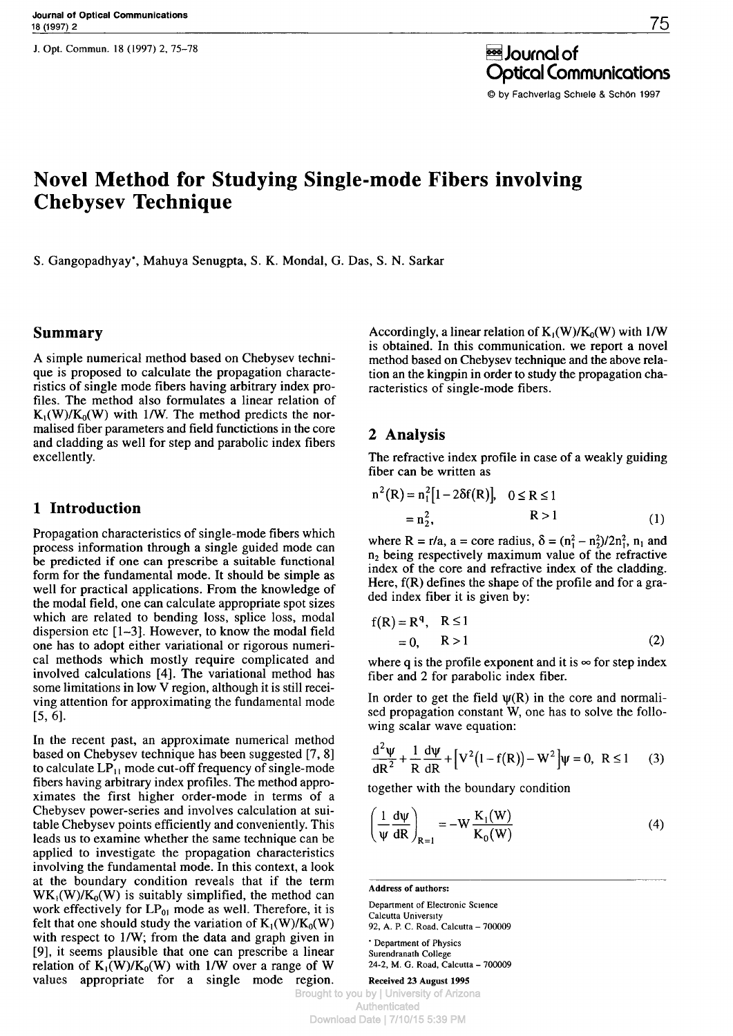J. Opt. Commun. 18 (1997) 2, 75–78

© by Fachverlag Schiele & Schön 1997

# Novel Method for Studying Single-mode Fibers involving Chebysev Technique

S. Gangopadhyay*, Mahuya Senugpta, S. K. Mondal, G. Das, S. N. Sarkar

## Summary

A simple numerical method based on Chebysev technique is proposed to calculate the propagation characteristics of single mode fibers having arbitrary index profiles. The method also formulates a linear relation of $K_1(W)/K_0(W)$ with $1/W$. The method predicts the normalised fiber parameters and field functictions in the core and cladding as well for step and parabolic index fibers excellently.

## 1 Introduction

Propagation characteristics of single-mode fibers which process information through a single guided mode can be predicted if one can prescribe a suitable functional form for the fundamental mode. It should be simple as well for practical applications. From the knowledge of the modal field, one can calculate appropriate spot sizes which are related to bending loss, splice loss, modal dispersion etc [1–3]. However, to know the modal field one has to adopt either variational or rigorous numerical methods which mostly require complicated and involved calculations [4]. The variational method has some limitations in low V region, although it is still receiving attention for approximating the fundamental mode [5, 6].

In the recent past, an approximate numerical method based on Chebysev technique has been suggested [7, 8] to calculate $LP_{11}$ mode cut-off frequency of single-mode fibers having arbitrary index profiles. The method approximates the first higher order-mode in terms of a Chebysev power-series and involves calculation at suitable Chebysev points efficiently and conveniently. This leads us to examine whether the same technique can be applied to investigate the propagation characteristics involving the fundamental mode. In this context, a look at the boundary condition reveals that if the term $WK_1(W)/K_0(W)$ is suitably simplified, the method can work effectively for $LP_{01}$ mode as well. Therefore, it is felt that one should study the variation of $K_1(W)/K_0(W)$ with respect to $1/W$; from the data and graph given in [9], it seems plausible that one can prescribe a linear relation of $K_1(W)/K_0(W)$ with $1/W$ over a range of W values appropriate for a single mode region. Accordingly, a linear relation of $K_1(W)/K_0(W)$ with $1/W$ is obtained. In this communication. we report a novel method based on Chebysev technique and the above relation an the kingpin in order to study the propagation characteristics of single-mode fibers.

## 2 Analysis

The refractive index profile in case of a weakly guiding fiber can be written as

$$n^2(R) = n_1^2[1 - 2\delta f(R)], \quad 0 \le R \le 1$$
$$= n_2^2, \qquad R > 1 \tag{1}$$

where $R = r/a$, $a$ = core radius, $\delta = (n_1^2 - n_2^2)/2n_1^2$, $n_1$ and $n_2$ being respectively maximum value of the refractive index of the core and refractive index of the cladding. Here, f(R) defines the shape of the profile and for a graded index fiber it is given by:

$$f(R) = R^q, \quad R \le 1$$
$$= 0, \quad R > 1 \tag{2}$$

where q is the profile exponent and it is $\infty$ for step index fiber and 2 for parabolic index fiber.

In order to get the field $\psi(R)$ in the core and normalised propagation constant W, one has to solve the following scalar wave equation:

$$\frac{d^2\psi}{dR^2} + \frac{1}{R}\frac{d\psi}{dR} + \left[V^2(1 - f(R)) - W^2\right]\psi = 0, \quad R \le 1 \tag{3}$$

together with the boundary condition

$$\left(\frac{1}{\psi}\frac{d\psi}{dR}\right)_{R=1} = -W\frac{K_1(W)}{K_0(W)} \tag{4}$$

**Address of authors:**

Department of Electronic Science
Calcutta University
92, A. P. C. Road, Calcutta – 700009

* Department of Physics
Surendranath College
24-2, M. G. Road, Calcutta – 700009

**Received 23 August 1995**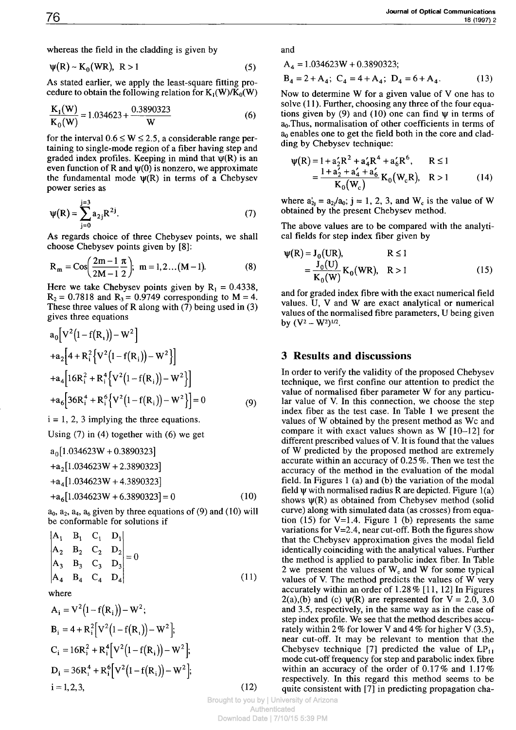whereas the field in the cladding is given by

$$\psi(R) \sim K_0(WR), \quad R > 1 \tag{5}$$

As stated earlier, we apply the least-square fitting procedure to obtain the following relation for $K_1(W)/K_0(W)$

$$\frac{K_1(W)}{K_0(W)} = 1.034623 + \frac{0.3890323}{W} \tag{6}$$

for the interval $0.6 \leq W \leq 2.5$, a considerable range pertaining to single-mode region of a fiber having step and graded index profiles. Keeping in mind that $\psi(R)$ is an even function of R and $\psi(0)$ is nonzero, we approximate the fundamental mode $\psi(R)$ in terms of a Chebysev power series as

$$\psi(R) = \sum_{j=0}^{j=3} a_{2j} R^{2j}. \tag{7}$$

As regards choice of three Chebysev points, we shall choose Chebysev points given by [8]:

$$R_m = \text{Cos}\left(\frac{2m-1}{2M-1}\frac{\pi}{2}\right); \quad m = 1, 2 \ldots (M-1). \tag{8}$$

Here we take Chebysev points given by $R_1 = 0.4338$, $R_2 = 0.7818$ and $R_3 = 0.9749$ corresponding to $M = 4$. These three values of R along with (7) being used in (3) gives three equations

$$\begin{aligned}
&a_0\left[V^2(1-f(R_i)) - W^2\right] \\
&+a_2\left[4 + R_i^2\left\{V^2(1-f(R_i)) - W^2\right\}\right] \\
&+a_4\left[16R_i^2 + R_i^4\left\{V^2(1-f(R_i)) - W^2\right\}\right] \\
&+a_6\left[36R_i^4 + R_i^6\left\{V^2(1-f(R_i)) - W^2\right\}\right] = 0
\end{aligned} \tag{9}$$

$i = 1, 2, 3$ implying the three equations.

Using (7) in (4) together with (6) we get

$$\begin{aligned}
&a_0[1.034623W + 0.3890323] \\
&+a_2[1.034623W + 2.3890323] \\
&+a_4[1.034623W + 4.3890323] \\
&+a_6[1.034623W + 6.3890323] = 0
\end{aligned} \tag{10}$$

$a_0$, $a_2$, $a_4$, $a_6$ given by three equations of (9) and (10) will be conformable for solutions if

$$\begin{vmatrix} A_1 & B_1 & C_1 & D_1 \\ A_2 & B_2 & C_2 & D_2 \\ A_3 & B_3 & C_3 & D_3 \\ A_4 & B_4 & C_4 & D_4 \end{vmatrix} = 0 \tag{11}$$

where

$$\begin{aligned}
&A_i = V^2(1-f(R_i)) - W^2; \\
&B_i = 4 + R_i^2\left[V^2(1-f(R_i)) - W^2\right]; \\
&C_i = 16R_i^2 + R_i^4\left[V^2(1-f(R_i)) - W^2\right]; \\
&D_i = 36R_i^4 + R_i^6\left[V^2(1-f(R_i)) - W^2\right]; \\
&i = 1, 2, 3,
\end{aligned} \tag{12}$$

and

$$A_4 = 1.034623W + 0.3890323;$$
$$B_4 = 2 + A_4; \quad C_4 = 4 + A_4; \quad D_4 = 6 + A_4. \tag{13}$$

Now to determine W for a given value of V one has to solve (11). Further, choosing any three of the four equations given by (9) and (10) one can find $\psi$ in terms of $a_0$. Thus, normalisation of other coefficients in terms of $a_0$ enables one to get the field both in the core and cladding by Chebysev technique:

$$\begin{aligned}
\psi(R) &= 1 + a_2'R^2 + a_4'R^4 + a_6'R^6, \quad R \leq 1 \\
&= \frac{1 + a_2' + a_4' + a_6'}{K_0(W_c)} K_0(W_c R), \quad R > 1
\end{aligned} \tag{14}$$

where $a_{2j}' = a_{2j}/a_0$; $j = 1, 2, 3$, and $W_c$ is the value of W obtained by the present Chebysev method.

The above values are to be compared with the analytical fields for step index fiber given by

$$\begin{aligned}
\psi(R) &= J_0(UR), \quad R \leq 1 \\
&= \frac{J_0(U)}{K_0(W)} K_0(WR), \quad R > 1
\end{aligned} \tag{15}$$

and for graded index fibre with the exact numerical field values. U, V and W are exact analytical or numerical values of the normalised fibre parameters, U being given by $(V^2 - W^2)^{1/2}$.

## 3 Results and discussions

In order to verify the validity of the proposed Chebysev technique, we first confine our attention to predict the value of normalised fiber parameter W for any particular value of V. In this connection, we choose the step index fiber as the test case. In Table 1 we present the values of W obtained by the present method as Wc and compare it with exact values shown as W [10–12] for different prescribed values of V. It is found that the values of W predicted by the proposed method are extremely accurate within an accuracy of 0.25%. Then we test the accuracy of the method in the evaluation of the modal field. In Figures 1 (a) and (b) the variation of the modal field $\psi$ with normalised radius R are depicted. Figure 1(a) shows $\psi(R)$ as obtained from Chebysev method (solid curve) along with simulated data (as crosses) from equation (15) for V=1.4. Figure 1 (b) represents the same variations for V=2.4, near cut-off. Both the figures show that the Chebysev approximation gives the modal field identically coinciding with the analytical values. Further the method is applied to parabolic index fiber. In Table 2 we present the values of $W_c$ and W for some typical values of V. The method predicts the values of W very accurately within an order of 1.28% [11, 12] In Figures 2(a),(b) and (c) $\psi(R)$ are represented for V = 2.0, 3.0 and 3.5, respectively, in the same way as in the case of step index profile. We see that the method describes accurately within 2% for lower V and 4% for higher V (3.5), near cut-off. It may be relevant to mention that the Chebysev technique [7] predicted the value of $LP_{11}$ mode cut-off frequency for step and parabolic index fibre within an accuracy of the order of 0.17% and 1.17% respectively. In this regard this method seems to be quite consistent with [7] in predicting propagation cha-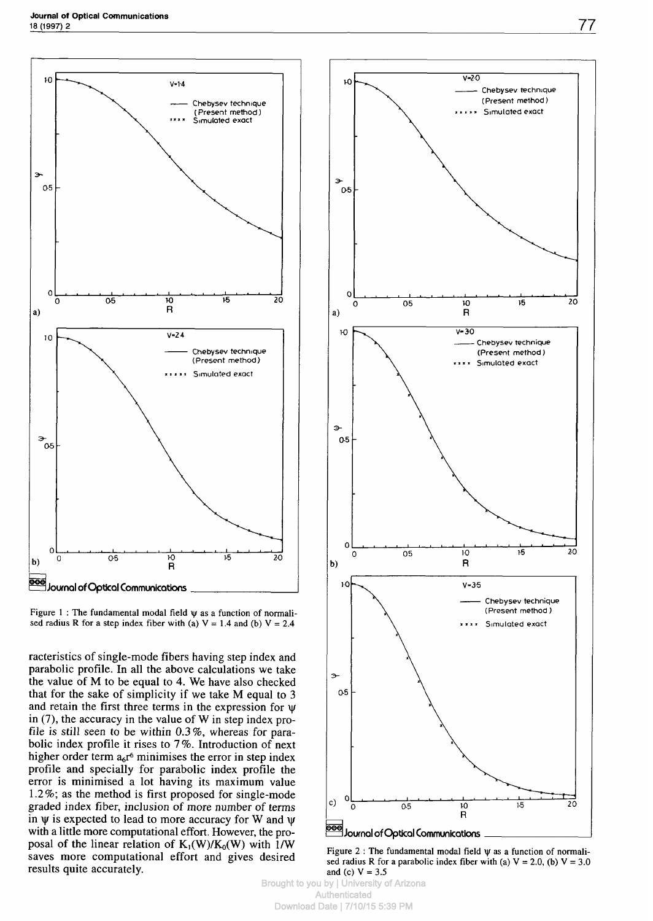Figure 1 : The fundamental modal field $\psi$ as a function of normalised radius R for a step index fiber with (a) V = 1.4 and (b) V = 2.4

racteristics of single-mode fibers having step index and parabolic profile. In all the above calculations we take the value of M to be equal to 4. We have also checked that for the sake of simplicity if we take M equal to 3 and retain the first three terms in the expression for $\psi$ in (7), the accuracy in the value of W in step index profile is still seen to be within 0.3%, whereas for parabolic index profile it rises to 7%. Introduction of next higher order term $a_6r^6$ minimises the error in step index profile and specially for parabolic index profile the error is minimised a lot having its maximum value 1.2%; as the method is first proposed for single-mode graded index fiber, inclusion of more number of terms in $\psi$ is expected to lead to more accuracy for W and $\psi$ with a little more computational effort. However, the proposal of the linear relation of $K_1(W)/K_0(W)$ with $1/W$ saves more computational effort and gives desired results quite accurately.

Figure 2 : The fundamental modal field $\psi$ as a function of normalised radius R for a parabolic index fiber with (a) V = 2.0, (b) V = 3.0 and (c) V = 3.5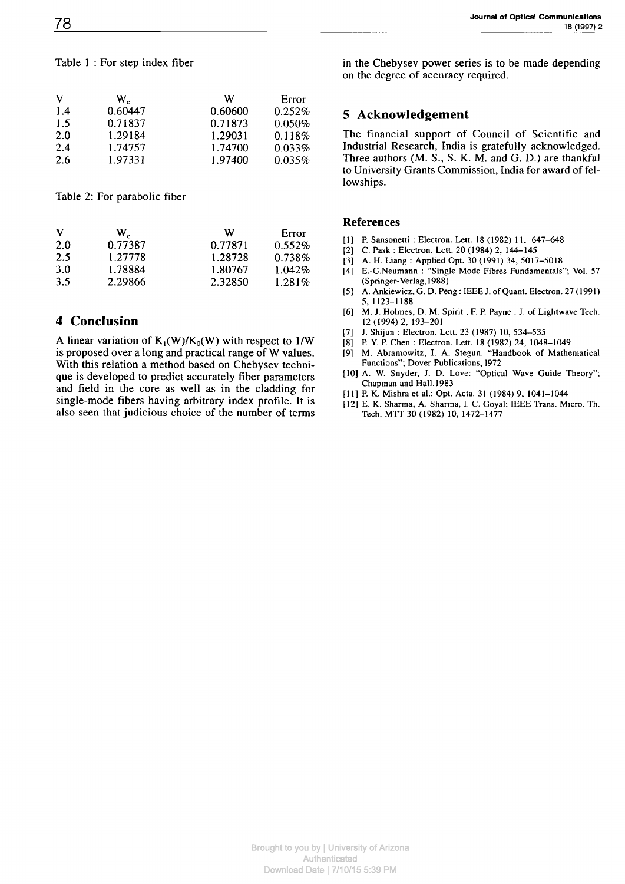Table 1 : For step index fiber

| V | $W_c$ | W | Error |
|---|---|---|---|
| 1.4 | 0.60447 | 0.60600 | 0.252% |
| 1.5 | 0.71837 | 0.71873 | 0.050% |
| 2.0 | 1.29184 | 1.29031 | 0.118% |
| 2.4 | 1.74757 | 1.74700 | 0.033% |
| 2.6 | 1.97331 | 1.97400 | 0.035% |

Table 2: For parabolic fiber

| V | $W_c$ | W | Error |
|---|---|---|---|
| 2.0 | 0.77387 | 0.77871 | 0.552% |
| 2.5 | 1.27778 | 1.28728 | 0.738% |
| 3.0 | 1.78884 | 1.80767 | 1.042% |
| 3.5 | 2.29866 | 2.32850 | 1.281% |

## 4 Conclusion

A linear variation of $K_1(W)/K_0(W)$ with respect to 1/W is proposed over a long and practical range of W values. With this relation a method based on Chebysev technique is developed to predict accurately fiber parameters and field in the core as well as in the cladding for single-mode fibers having arbitrary index profile. It is also seen that judicious choice of the number of terms in the Chebysev power series is to be made depending on the degree of accuracy required.

## 5 Acknowledgement

The financial support of Council of Scientific and Industrial Research, India is gratefully acknowledged. Three authors (M. S., S. K. M. and G. D.) are thankful to University Grants Commission, India for award of fellowships.

### References

[1] P. Sansonetti : Electron. Lett. 18 (1982) 11, 647–648
[2] C. Pask : Electron. Lett. 20 (1984) 2, 144–145
[3] A. H. Liang : Applied Opt. 30 (1991) 34, 5017–5018
[4] E.-G.Neumann : "Single Mode Fibres Fundamentals"; Vol. 57 (Springer-Verlag,1988)
[5] A. Ankiewicz, G. D. Peng : IEEE J. of Quant. Electron. 27 (1991) 5, 1123–1188
[6] M. J. Holmes, D. M. Spirit , F. P. Payne : J. of Lightwave Tech. 12 (1994) 2, 193–201
[7] J. Shijun : Electron. Lett. 23 (1987) 10, 534–535
[8] P. Y. P. Chen : Electron. Lett. 18 (1982) 24, 1048–1049
[9] M. Abramowitz, I. A. Stegun: "Handbook of Mathematical Functions"; Dover Publications, 1972
[10] A. W. Snyder, J. D. Love: "Optical Wave Guide Theory"; Chapman and Hall,1983
[11] P. K. Mishra et al.: Opt. Acta. 31 (1984) 9, 1041–1044
[12] E. K. Sharma, A. Sharma, I. C. Goyal: IEEE Trans. Micro. Th. Tech. MTT 30 (1982) 10, 1472–1477